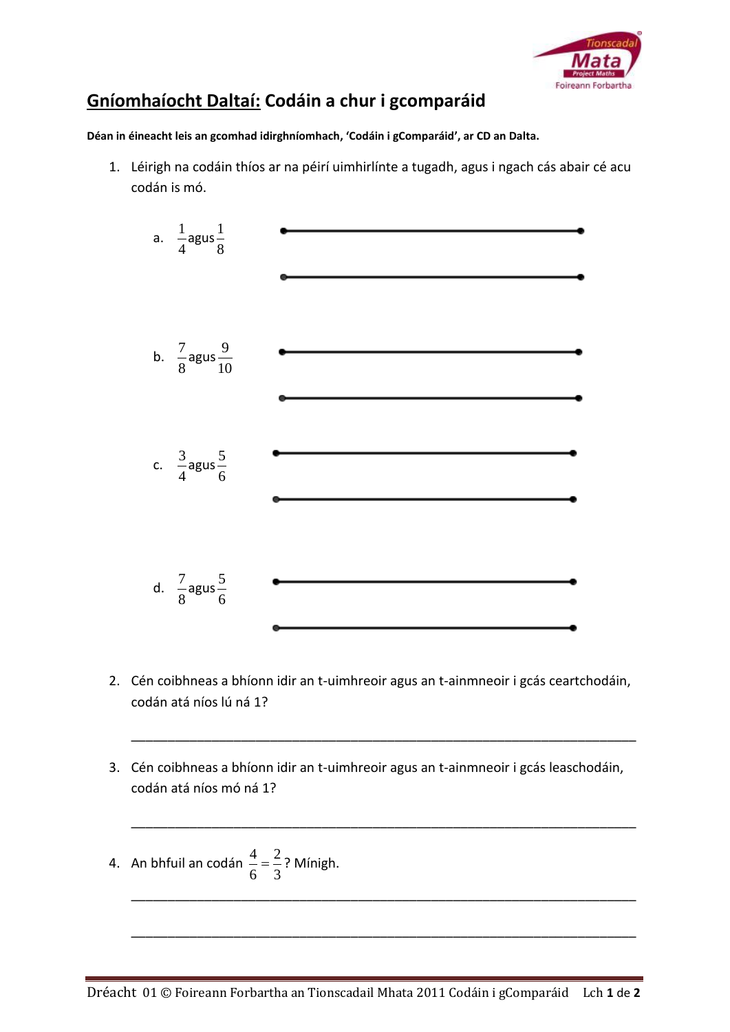## Gníomhaíocht Daltaí: Codáin a chur i gcomparáid

**Déan in éineacht leis an gcomhad idirghníomhach, 'Codáin i gComparáid', ar CD an Dalta.**

1. Léirigh na codáin thíos ar na péirí uimhirlínte a tugadh, agus i ngach cás abair cé acu codán is mó.

   a. $\frac{1}{4}$ agus $\frac{1}{8}$

   b. $\frac{7}{8}$ agus $\frac{9}{10}$

   c. $\frac{3}{4}$ agus $\frac{5}{6}$

   d. $\frac{7}{8}$ agus $\frac{5}{6}$

2. Cén coibhneas a bhíonn idir an t-uimhreoir agus an t-ainmneoir i gcás ceartchodáin, codán atá níos lú ná 1?

   ______________________________________________________________________

3. Cén coibhneas a bhíonn idir an t-uimhreoir agus an t-ainmneoir i gcás leaschodáin, codán atá níos mó ná 1?

   ______________________________________________________________________

4. An bhfuil an codán $\frac{4}{6} = \frac{2}{3}$? Mínigh.

   ______________________________________________________________________

   ______________________________________________________________________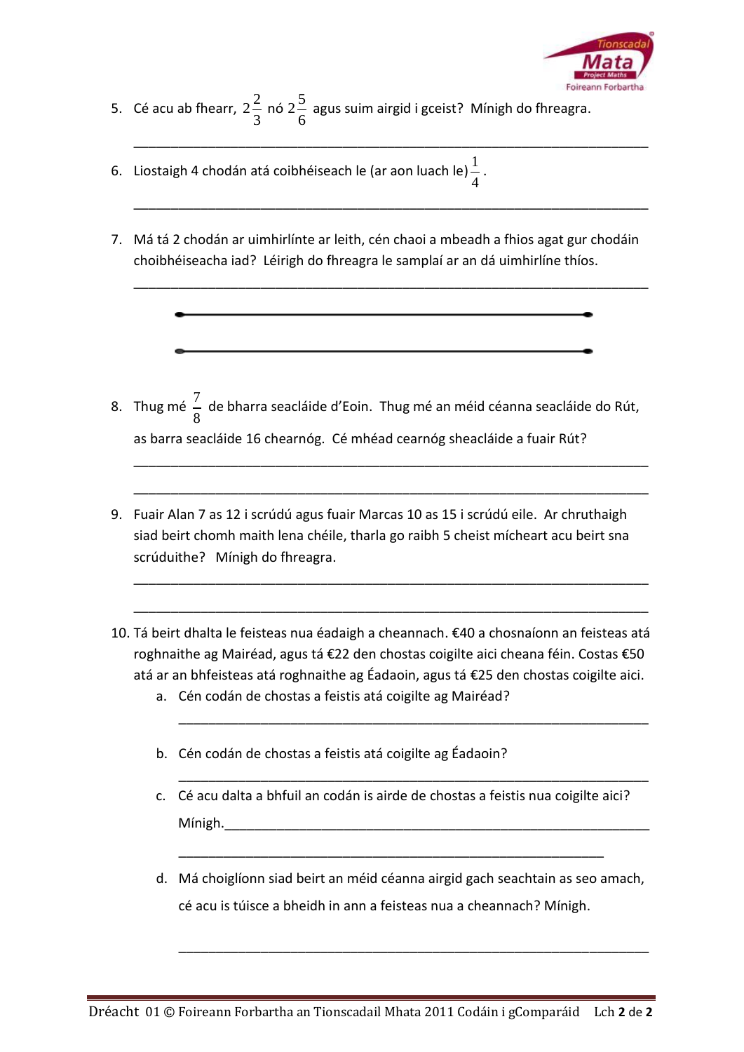5. Cé acu ab fhearr, $2\frac{2}{3}$ nó $2\frac{5}{6}$ agus suim airgid i gceist? Mínigh do fhreagra.

___________________________________________________________________________

6. Liostaigh 4 chodán atá coibhéiseach le (ar aon luach le) $\frac{1}{4}$.

___________________________________________________________________________

7. Má tá 2 chodán ar uimhirlínte ar leith, cén chaoi a mbeadh a fhios agat gur chodáin choibhéiseacha iad? Léirigh do fhreagra le samplaí ar an dá uimhirlíne thíos.

___________________________________________________________________________

8. Thug mé $\frac{7}{8}$ de bharra seacláide d'Eoin. Thug mé an méid céanna seacláide do Rút, as barra seacláide 16 chearnóg. Cé mhéad cearnóg sheacláide a fuair Rút?

___________________________________________________________________________

___________________________________________________________________________

9. Fuair Alan 7 as 12 i scrúdú agus fuair Marcas 10 as 15 i scrúdú eile. Ar chruthaigh siad beirt chomh maith lena chéile, tharla go raibh 5 cheist mícheart acu beirt sna scrúduithe? Mínigh do fhreagra.

___________________________________________________________________________

___________________________________________________________________________

10. Tá beirt dhalta le feisteas nua éadaigh a cheannach. €40 a chosnaíonn an feisteas atá roghnaithe ag Mairéad, agus tá €22 den chostas coigilte aici cheana féin. Costas €50 atá ar an bhfeisteas atá roghnaithe ag Éadaoin, agus tá €25 den chostas coigilte aici.

    a. Cén codán de chostas a feistis atá coigilte ag Mairéad?

    ___________________________________________________________________________

    b. Cén codán de chostas a feistis atá coigilte ag Éadaoin?

    ___________________________________________________________________________

    c. Cé acu dalta a bhfuil an codán is airde de chostas a feistis nua coigilte aici? Mínigh.___________________________________________________________

    ___________________________________________________________________________

    d. Má choiglíonn siad beirt an méid céanna airgid gach seachtain as seo amach, cé acu is túisce a bheidh in ann a feisteas nua a cheannach? Mínigh.

    ___________________________________________________________________________